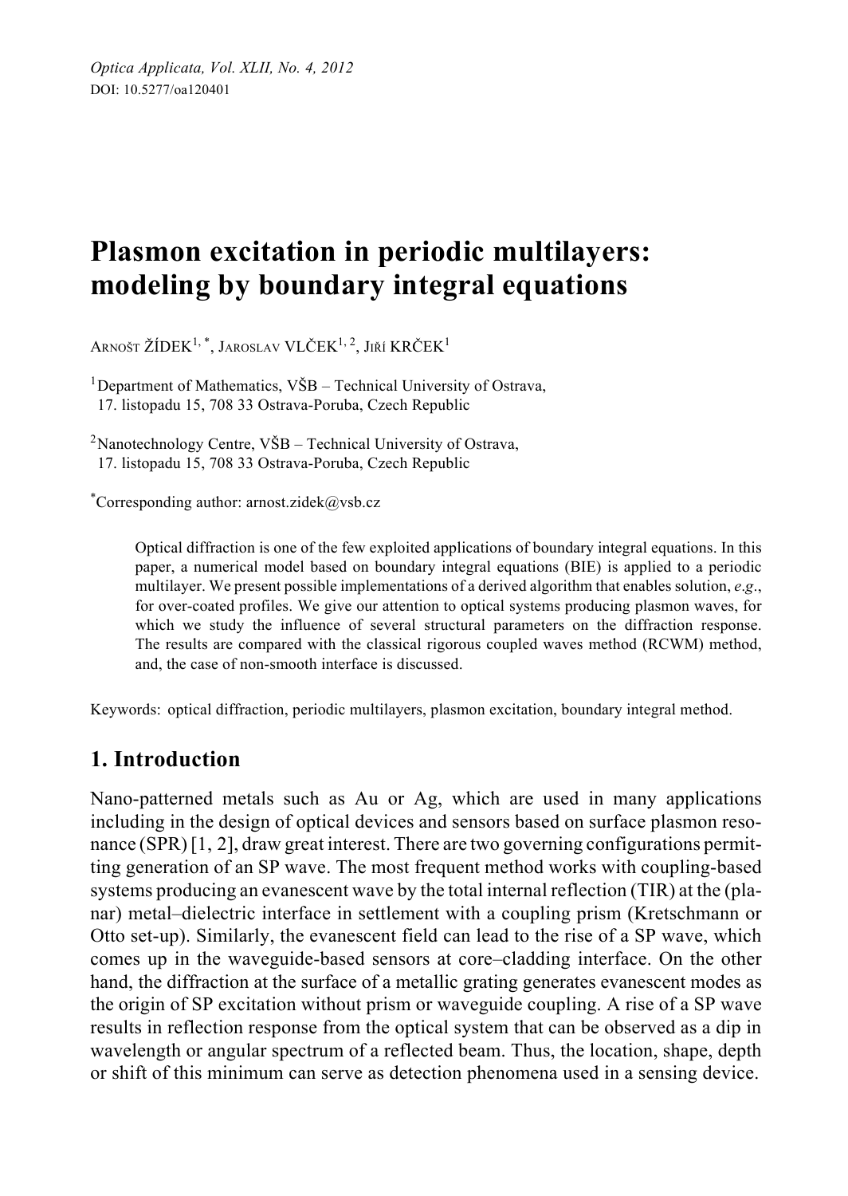# Plasmon excitation in periodic multilayers: modeling by boundary integral equations

Arnošt Žídek[1, *], Jaroslav Vlček[1, 2], Jiří Krček[1]

[1]Department of Mathematics, VŠB – Technical University of Ostrava, 17. listopadu 15, 708 33 Ostrava-Poruba, Czech Republic

[2]Nanotechnology Centre, VŠB – Technical University of Ostrava, 17. listopadu 15, 708 33 Ostrava-Poruba, Czech Republic

[*]Corresponding author: arnost.zidek@vsb.cz

Optical diffraction is one of the few exploited applications of boundary integral equations. In this paper, a numerical model based on boundary integral equations (BIE) is applied to a periodic multilayer. We present possible implementations of a derived algorithm that enables solution, *e.g.*, for over-coated profiles. We give our attention to optical systems producing plasmon waves, for which we study the influence of several structural parameters on the diffraction response. The results are compared with the classical rigorous coupled waves method (RCWM) method, and, the case of non-smooth interface is discussed.

Keywords: optical diffraction, periodic multilayers, plasmon excitation, boundary integral method.

## 1. Introduction

Nano-patterned metals such as Au or Ag, which are used in many applications including in the design of optical devices and sensors based on surface plasmon resonance (SPR) [1, 2], draw great interest. There are two governing configurations permitting generation of an SP wave. The most frequent method works with coupling-based systems producing an evanescent wave by the total internal reflection (TIR) at the (planar) metal–dielectric interface in settlement with a coupling prism (Kretschmann or Otto set-up). Similarly, the evanescent field can lead to the rise of a SP wave, which comes up in the waveguide-based sensors at core–cladding interface. On the other hand, the diffraction at the surface of a metallic grating generates evanescent modes as the origin of SP excitation without prism or waveguide coupling. A rise of a SP wave results in reflection response from the optical system that can be observed as a dip in wavelength or angular spectrum of a reflected beam. Thus, the location, shape, depth or shift of this minimum can serve as detection phenomena used in a sensing device.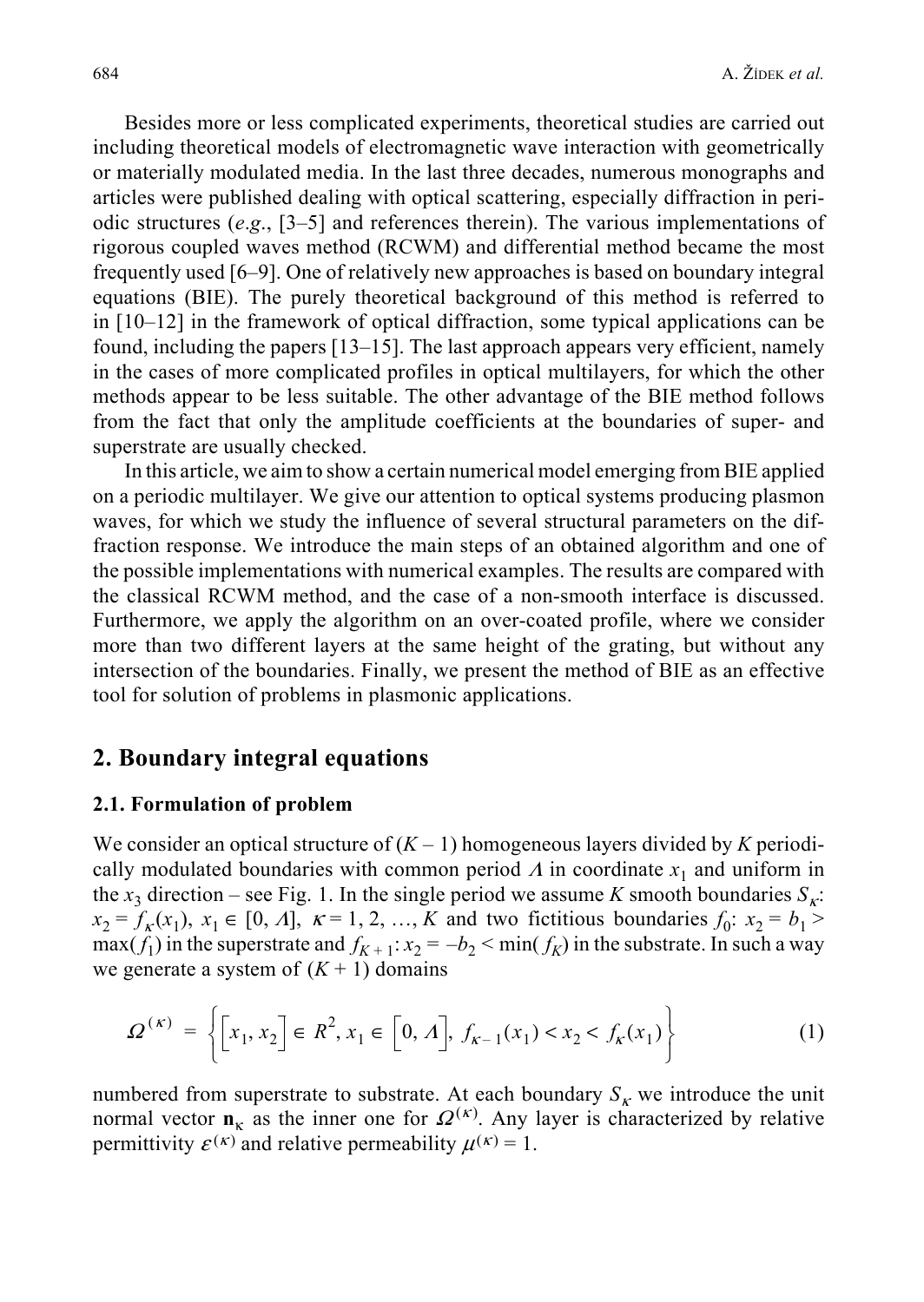Besides more or less complicated experiments, theoretical studies are carried out including theoretical models of electromagnetic wave interaction with geometrically or materially modulated media. In the last three decades, numerous monographs and articles were published dealing with optical scattering, especially diffraction in periodic structures (*e.g.*, [3–5] and references therein). The various implementations of rigorous coupled waves method (RCWM) and differential method became the most frequently used [6–9]. One of relatively new approaches is based on boundary integral equations (BIE). The purely theoretical background of this method is referred to in [10–12] in the framework of optical diffraction, some typical applications can be found, including the papers [13–15]. The last approach appears very efficient, namely in the cases of more complicated profiles in optical multilayers, for which the other methods appear to be less suitable. The other advantage of the BIE method follows from the fact that only the amplitude coefficients at the boundaries of super- and superstrate are usually checked.

In this article, we aim to show a certain numerical model emerging from BIE applied on a periodic multilayer. We give our attention to optical systems producing plasmon waves, for which we study the influence of several structural parameters on the diffraction response. We introduce the main steps of an obtained algorithm and one of the possible implementations with numerical examples. The results are compared with the classical RCWM method, and the case of a non-smooth interface is discussed. Furthermore, we apply the algorithm on an over-coated profile, where we consider more than two different layers at the same height of the grating, but without any intersection of the boundaries. Finally, we present the method of BIE as an effective tool for solution of problems in plasmonic applications.

## 2. Boundary integral equations

### 2.1. Formulation of problem

We consider an optical structure of $(K - 1)$ homogeneous layers divided by $K$ periodically modulated boundaries with common period $\Lambda$ in coordinate $x_1$ and uniform in the $x_3$ direction – see Fig. 1. In the single period we assume $K$ smooth boundaries $S_\kappa$: $x_2 = f_\kappa(x_1)$, $x_1 \in [0, \Lambda]$, $\kappa = 1, 2, \ldots, K$ and two fictitious boundaries $f_0$: $x_2 = b_1 > \max(f_1)$ in the superstrate and $f_{K+1}$: $x_2 = -b_2 < \min(f_K)$ in the substrate. In such a way we generate a system of $(K + 1)$ domains

$$\Omega^{(\kappa)} = \left\{ \left[x_1, x_2\right] \in R^2, x_1 \in \left[0, \Lambda\right], f_{\kappa-1}(x_1) < x_2 < f_\kappa(x_1) \right\} \tag{1}$$

numbered from superstrate to substrate. At each boundary $S_\kappa$ we introduce the unit normal vector $\mathbf{n}_\kappa$ as the inner one for $\Omega^{(\kappa)}$. Any layer is characterized by relative permittivity $\varepsilon^{(\kappa)}$ and relative permeability $\mu^{(\kappa)} = 1$.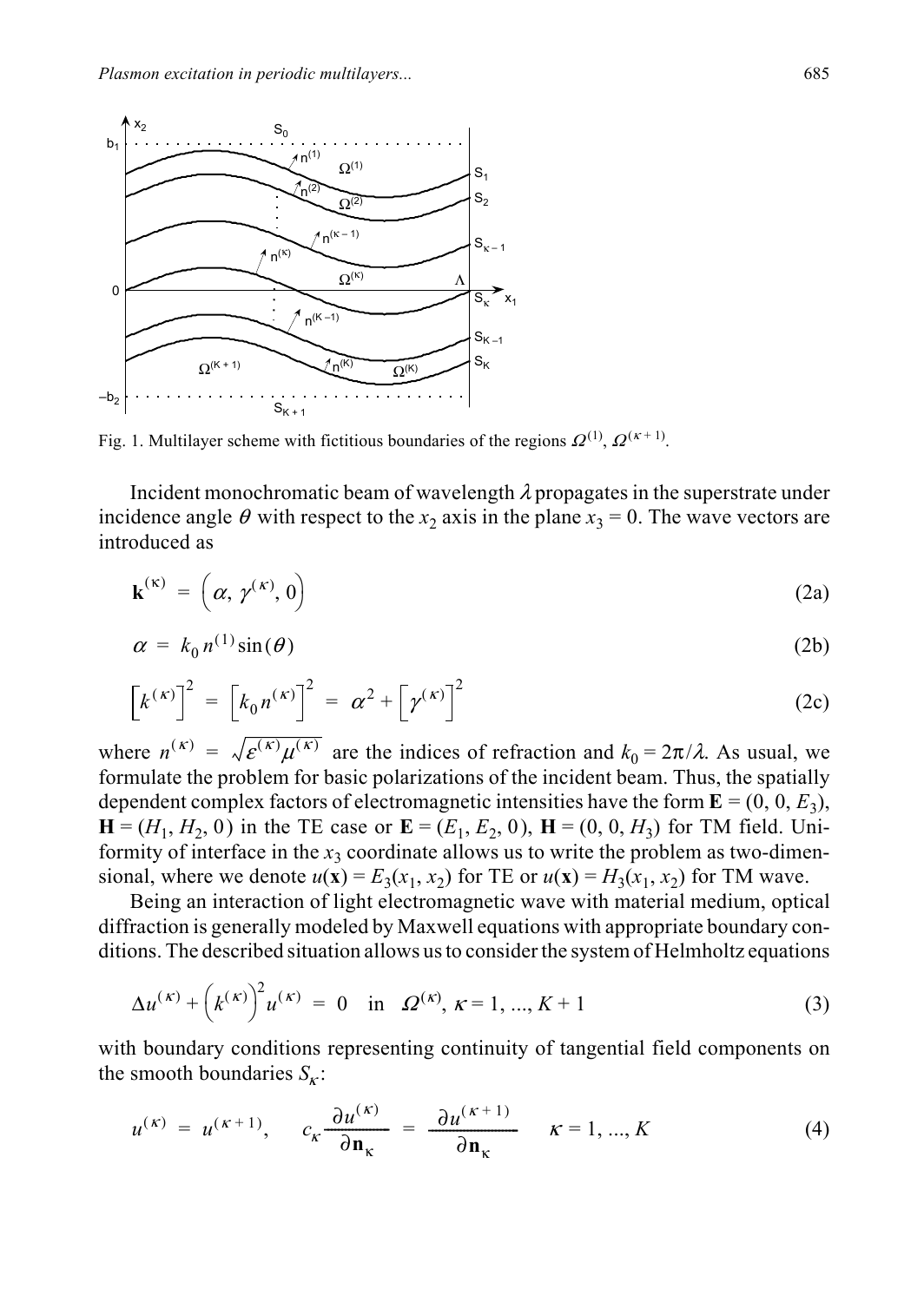Fig. 1. Multilayer scheme with fictitious boundaries of the regions $\Omega^{(1)}$, $\Omega^{(\kappa+1)}$.

Incident monochromatic beam of wavelength $\lambda$ propagates in the superstrate under incidence angle $\theta$ with respect to the $x_2$ axis in the plane $x_3 = 0$. The wave vectors are introduced as

$$\mathbf{k}^{(\kappa)} = \left(\alpha, \gamma^{(\kappa)}, 0\right) \tag{2a}$$

$$\alpha = k_0 n^{(1)} \sin(\theta) \tag{2b}$$

$$\left[k^{(\kappa)}\right]^2 = \left[k_0 n^{(\kappa)}\right]^2 = \alpha^2 + \left[\gamma^{(\kappa)}\right]^2 \tag{2c}$$

where $n^{(\kappa)} = \sqrt{\varepsilon^{(\kappa)}\mu^{(\kappa)}}$ are the indices of refraction and $k_0 = 2\pi/\lambda$. As usual, we formulate the problem for basic polarizations of the incident beam. Thus, the spatially dependent complex factors of electromagnetic intensities have the form $\mathbf{E} = (0, 0, E_3)$, $\mathbf{H} = (H_1, H_2, 0)$ in the TE case or $\mathbf{E} = (E_1, E_2, 0)$, $\mathbf{H} = (0, 0, H_3)$ for TM field. Uniformity of interface in the $x_3$ coordinate allows us to write the problem as two-dimensional, where we denote $u(\mathbf{x}) = E_3(x_1, x_2)$ for TE or $u(\mathbf{x}) = H_3(x_1, x_2)$ for TM wave.

Being an interaction of light electromagnetic wave with material medium, optical diffraction is generally modeled by Maxwell equations with appropriate boundary conditions. The described situation allows us to consider the system of Helmholtz equations

$$\Delta u^{(\kappa)} + \left(k^{(\kappa)}\right)^2 u^{(\kappa)} = 0 \quad \text{in} \quad \Omega^{(\kappa)}, \ \kappa = 1, ..., K+1 \tag{3}$$

with boundary conditions representing continuity of tangential field components on the smooth boundaries $S_\kappa$:

$$u^{(\kappa)} = u^{(\kappa+1)}, \qquad c_\kappa \frac{\partial u^{(\kappa)}}{\partial \mathbf{n}_\kappa} = \frac{\partial u^{(\kappa+1)}}{\partial \mathbf{n}_\kappa} \qquad \kappa = 1, ..., K \tag{4}$$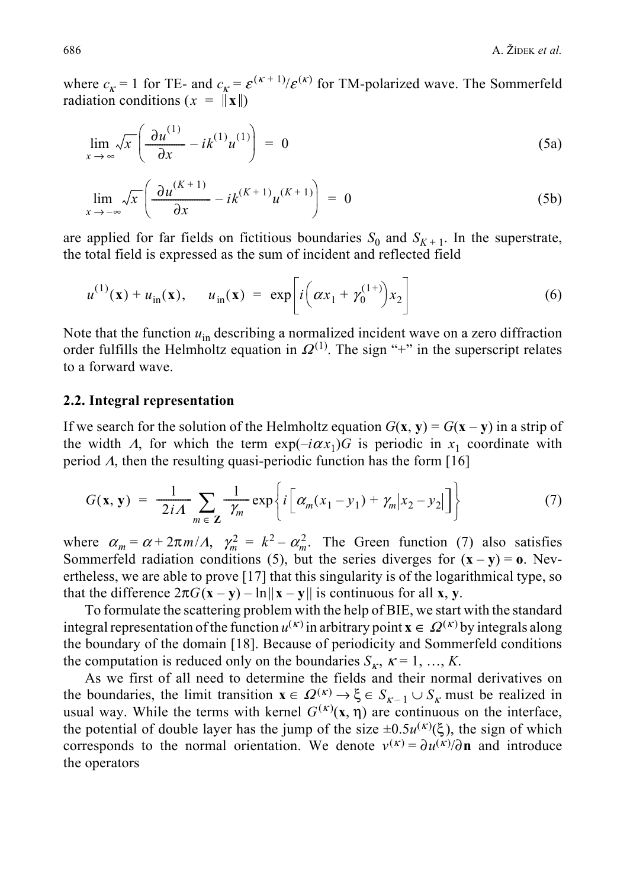where $c_\kappa = 1$ for TE- and $c_\kappa = \varepsilon^{(\kappa+1)}/\varepsilon^{(\kappa)}$ for TM-polarized wave. The Sommerfeld radiation conditions ($x = \|\mathbf{x}\|$)

$$\lim_{x \to \infty} \sqrt{x}\left(\frac{\partial u^{(1)}}{\partial x} - ik^{(1)}u^{(1)}\right) = 0 \tag{5a}$$

$$\lim_{x \to -\infty} \sqrt{x}\left(\frac{\partial u^{(K+1)}}{\partial x} - ik^{(K+1)}u^{(K+1)}\right) = 0 \tag{5b}$$

are applied for far fields on fictitious boundaries $S_0$ and $S_{K+1}$. In the superstrate, the total field is expressed as the sum of incident and reflected field

$$u^{(1)}(\mathbf{x}) + u_{\text{in}}(\mathbf{x}), \qquad u_{\text{in}}(\mathbf{x}) = \exp\left[i\left(\alpha x_1 + \gamma_0^{(1+)}\right)x_2\right] \tag{6}$$

Note that the function $u_{\text{in}}$ describing a normalized incident wave on a zero diffraction order fulfills the Helmholtz equation in $\Omega^{(1)}$. The sign "+" in the superscript relates to a forward wave.

### 2.2. Integral representation

If we search for the solution of the Helmholtz equation $G(\mathbf{x}, \mathbf{y}) = G(\mathbf{x} - \mathbf{y})$ in a strip of the width $\Lambda$, for which the term $\exp(-i\alpha x_1)G$ is periodic in $x_1$ coordinate with period $\Lambda$, then the resulting quasi-periodic function has the form [16]

$$G(\mathbf{x}, \mathbf{y}) = \frac{1}{2i\Lambda}\sum_{m \in \mathbf{Z}} \frac{1}{\gamma_m}\exp\left\{i\left[\alpha_m(x_1 - y_1) + \gamma_m|x_2 - y_2|\right]\right\} \tag{7}$$

where $\alpha_m = \alpha + 2\pi m/\Lambda$, $\gamma_m^2 = k^2 - \alpha_m^2$. The Green function (7) also satisfies Sommerfeld radiation conditions (5), but the series diverges for $(\mathbf{x} - \mathbf{y}) = \mathbf{o}$. Nevertheless, we are able to prove [17] that this singularity is of the logarithmical type, so that the difference $2\pi G(\mathbf{x} - \mathbf{y}) - \ln\|\mathbf{x} - \mathbf{y}\|$ is continuous for all $\mathbf{x}$, $\mathbf{y}$.

To formulate the scattering problem with the help of BIE, we start with the standard integral representation of the function $u^{(\kappa)}$ in arbitrary point $\mathbf{x} \in \Omega^{(\kappa)}$ by integrals along the boundary of the domain [18]. Because of periodicity and Sommerfeld conditions the computation is reduced only on the boundaries $S_\kappa$, $\kappa = 1, \ldots, K$.

As we first of all need to determine the fields and their normal derivatives on the boundaries, the limit transition $\mathbf{x} \in \Omega^{(\kappa)} \to \xi \in S_{\kappa-1} \cup S_\kappa$ must be realized in usual way. While the terms with kernel $G^{(\kappa)}(\mathbf{x}, \eta)$ are continuous on the interface, the potential of double layer has the jump of the size $\pm 0.5u^{(\kappa)}(\xi)$, the sign of which corresponds to the normal orientation. We denote $v^{(\kappa)} = \partial u^{(\kappa)}/\partial \mathbf{n}$ and introduce the operators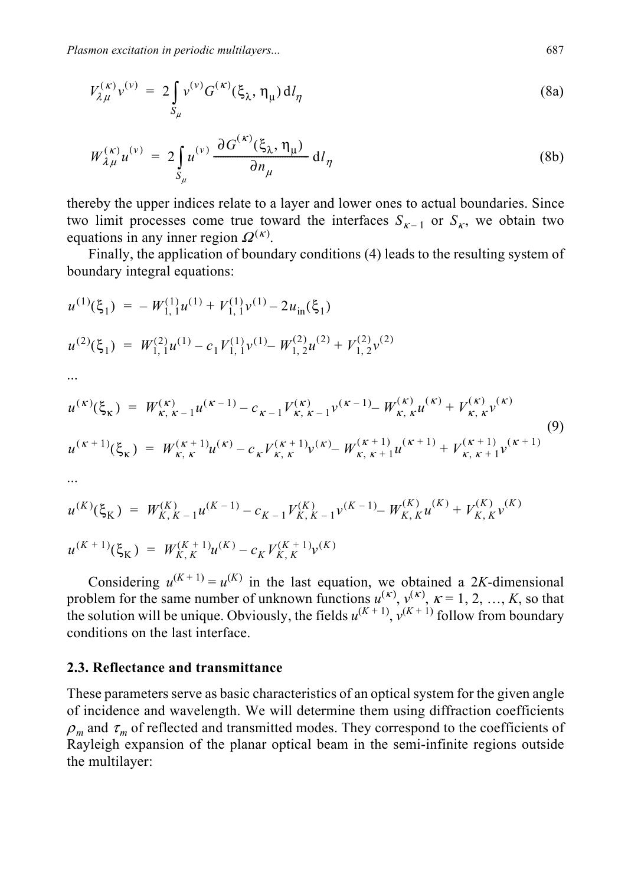$$V_{\lambda\mu}^{(\kappa)} v^{(\nu)} = 2 \int_{S_\mu} v^{(\nu)} G^{(\kappa)}(\xi_\lambda, \eta_\mu) \, \mathrm{d}l_\eta \tag{8a}$$

$$W_{\lambda\mu}^{(\kappa)} u^{(\nu)} = 2 \int_{S_\mu} u^{(\nu)} \frac{\partial G^{(\kappa)}(\xi_\lambda, \eta_\mu)}{\partial n_\mu} \, \mathrm{d}l_\eta \tag{8b}$$

thereby the upper indices relate to a layer and lower ones to actual boundaries. Since two limit processes come true toward the interfaces $S_{\kappa-1}$ or $S_\kappa$, we obtain two equations in any inner region $\Omega^{(\kappa)}$.

Finally, the application of boundary conditions (4) leads to the resulting system of boundary integral equations:

$$
\begin{aligned}
u^{(1)}(\xi_1) &= -W_{1,1}^{(1)} u^{(1)} + V_{1,1}^{(1)} v^{(1)} - 2u_{\mathrm{in}}(\xi_1) \\
u^{(2)}(\xi_1) &= W_{1,1}^{(2)} u^{(1)} - c_1 V_{1,1}^{(1)} v^{(1)} - W_{1,2}^{(2)} u^{(2)} + V_{1,2}^{(2)} v^{(2)} \\
&\ldots \\
u^{(\kappa)}(\xi_\kappa) &= W_{\kappa,\kappa-1}^{(\kappa)} u^{(\kappa-1)} - c_{\kappa-1} V_{\kappa,\kappa-1}^{(\kappa)} v^{(\kappa-1)} - W_{\kappa,\kappa}^{(\kappa)} u^{(\kappa)} + V_{\kappa,\kappa}^{(\kappa)} v^{(\kappa)} \\
u^{(\kappa+1)}(\xi_\kappa) &= W_{\kappa,\kappa}^{(\kappa+1)} u^{(\kappa)} - c_\kappa V_{\kappa,\kappa}^{(\kappa+1)} v^{(\kappa)} - W_{\kappa,\kappa+1}^{(\kappa+1)} u^{(\kappa+1)} + V_{\kappa,\kappa+1}^{(\kappa+1)} v^{(\kappa+1)} \\
&\ldots \\
u^{(K)}(\xi_K) &= W_{K,K-1}^{(K)} u^{(K-1)} - c_{K-1} V_{K,K-1}^{(K)} v^{(K-1)} - W_{K,K}^{(K)} u^{(K)} + V_{K,K}^{(K)} v^{(K)} \\
u^{(K+1)}(\xi_K) &= W_{K,K}^{(K+1)} u^{(K)} - c_K V_{K,K}^{(K+1)} v^{(K)}
\end{aligned}
\tag{9}
$$

Considering $u^{(K+1)} = u^{(K)}$ in the last equation, we obtained a $2K$-dimensional problem for the same number of unknown functions $u^{(\kappa)}$, $v^{(\kappa)}$, $\kappa = 1, 2, \ldots, K$, so that the solution will be unique. Obviously, the fields $u^{(K+1)}$, $v^{(K+1)}$ follow from boundary conditions on the last interface.

### 2.3. Reflectance and transmittance

These parameters serve as basic characteristics of an optical system for the given angle of incidence and wavelength. We will determine them using diffraction coefficients $\rho_m$ and $\tau_m$ of reflected and transmitted modes. They correspond to the coefficients of Rayleigh expansion of the planar optical beam in the semi-infinite regions outside the multilayer: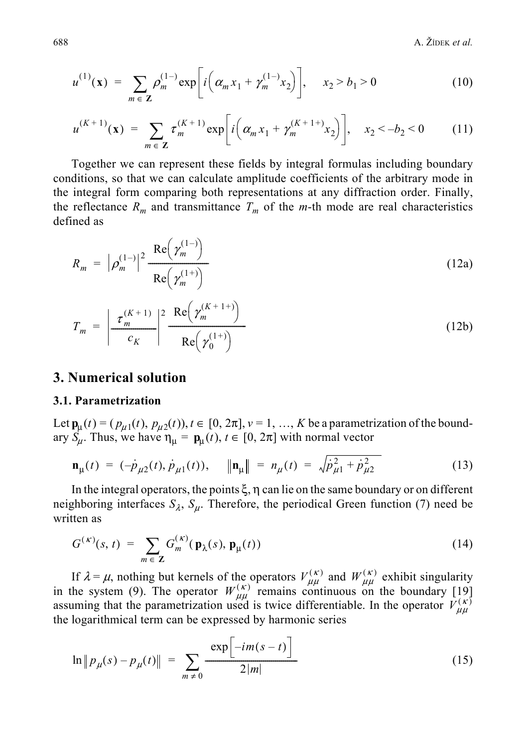$$u^{(1)}(\mathbf{x}) = \sum_{m \in \mathbf{Z}} \rho_m^{(1-)} \exp\left[ i\left( \alpha_m x_1 + \gamma_m^{(1-)} x_2 \right) \right], \quad x_2 > b_1 > 0 \tag{10}$$

$$u^{(K+1)}(\mathbf{x}) = \sum_{m \in \mathbf{Z}} \tau_m^{(K+1)} \exp\left[ i\left( \alpha_m x_1 + \gamma_m^{(K+1+)} x_2 \right) \right], \quad x_2 < -b_2 < 0 \tag{11}$$

Together we can represent these fields by integral formulas including boundary conditions, so that we can calculate amplitude coefficients of the arbitrary mode in the integral form comparing both representations at any diffraction order. Finally, the reflectance $R_m$ and transmittance $T_m$ of the $m$-th mode are real characteristics defined as

$$R_m = \left| \rho_m^{(1-)} \right|^2 \frac{\mathrm{Re}\left( \gamma_m^{(1-)} \right)}{\mathrm{Re}\left( \gamma_m^{(1+)} \right)} \tag{12a}$$

$$T_m = \left| \frac{\tau_m^{(K+1)}}{c_K} \right|^2 \frac{\mathrm{Re}\left( \gamma_m^{(K+1+)} \right)}{\mathrm{Re}\left( \gamma_0^{(1+)} \right)} \tag{12b}$$

## 3. Numerical solution

### 3.1. Parametrization

Let $\mathbf{p}_\mu(t) = (p_{\mu 1}(t), p_{\mu 2}(t))$, $t \in [0, 2\pi]$, $v = 1, \ldots, K$ be a parametrization of the boundary $S_\mu$. Thus, we have $\eta_\mu = \mathbf{p}_\mu(t)$, $t \in [0, 2\pi]$ with normal vector

$$\mathbf{n}_\mu(t) = (-\dot{p}_{\mu 2}(t), \dot{p}_{\mu 1}(t)), \quad \left\| \mathbf{n}_\mu \right\| = n_\mu(t) = \sqrt{\dot{p}_{\mu 1}^2 + \dot{p}_{\mu 2}^2} \tag{13}$$

In the integral operators, the points $\xi, \eta$ can lie on the same boundary or on different neighboring interfaces $S_\lambda$, $S_\mu$. Therefore, the periodical Green function (7) need be written as

$$G^{(\kappa)}(s, t) = \sum_{m \in \mathbf{Z}} G_m^{(\kappa)}(\mathbf{p}_\lambda(s), \mathbf{p}_\mu(t)) \tag{14}$$

If $\lambda = \mu$, nothing but kernels of the operators $V_{\mu\mu}^{(\kappa)}$ and $W_{\mu\mu}^{(\kappa)}$ exhibit singularity in the system (9). The operator $W_{\mu\mu}^{(\kappa)}$ remains continuous on the boundary [19] assuming that the parametrization used is twice differentiable. In the operator $V_{\mu\mu}^{(\kappa)}$ the logarithmical term can be expressed by harmonic series

$$\ln\left\| p_\mu(s) - p_\mu(t) \right\| = \sum_{m \neq 0} \frac{\exp\left[ -im(s-t) \right]}{2|m|} \tag{15}$$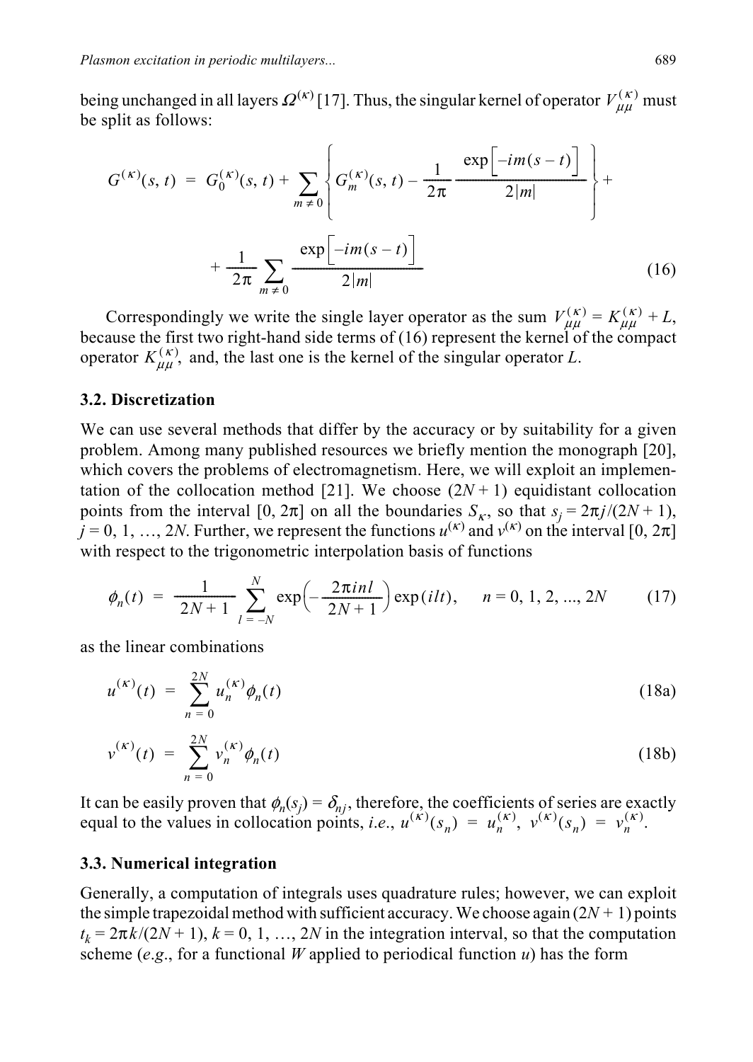being unchanged in all layers $\Omega^{(\kappa)}$ [17]. Thus, the singular kernel of operator $V_{\mu\mu}^{(\kappa)}$ must be split as follows:

$$G^{(\kappa)}(s, t) = G_0^{(\kappa)}(s, t) + \sum_{m \neq 0} \left\{ G_m^{(\kappa)}(s, t) - \frac{1}{2\pi} \frac{\exp\left[-im(s-t)\right]}{2|m|} \right\} + \\ + \frac{1}{2\pi} \sum_{m \neq 0} \frac{\exp\left[-im(s-t)\right]}{2|m|} \tag{16}$$

Correspondingly we write the single layer operator as the sum $V_{\mu\mu}^{(\kappa)} = K_{\mu\mu}^{(\kappa)} + L$, because the first two right-hand side terms of (16) represent the kernel of the compact operator $K_{\mu\mu}^{(\kappa)}$, and, the last one is the kernel of the singular operator $L$.

### 3.2. Discretization

We can use several methods that differ by the accuracy or by suitability for a given problem. Among many published resources we briefly mention the monograph [20], which covers the problems of electromagnetism. Here, we will exploit an implementation of the collocation method [21]. We choose $(2N+1)$ equidistant collocation points from the interval $[0, 2\pi]$ on all the boundaries $S_\kappa$, so that $s_j = 2\pi j/(2N+1)$, $j = 0, 1, \ldots, 2N$. Further, we represent the functions $u^{(\kappa)}$ and $v^{(\kappa)}$ on the interval $[0, 2\pi]$ with respect to the trigonometric interpolation basis of functions

$$\phi_n(t) = \frac{1}{2N+1} \sum_{l=-N}^{N} \exp\left(-\frac{2\pi i n l}{2N+1}\right) \exp(ilt), \qquad n = 0, 1, 2, ..., 2N \tag{17}$$

as the linear combinations

$$u^{(\kappa)}(t) = \sum_{n=0}^{2N} u_n^{(\kappa)} \phi_n(t) \tag{18a}$$

$$v^{(\kappa)}(t) = \sum_{n=0}^{2N} v_n^{(\kappa)} \phi_n(t) \tag{18b}$$

It can be easily proven that $\phi_n(s_j) = \delta_{nj}$, therefore, the coefficients of series are exactly equal to the values in collocation points, *i.e.*, $u^{(\kappa)}(s_n) = u_n^{(\kappa)}$, $v^{(\kappa)}(s_n) = v_n^{(\kappa)}$.

### 3.3. Numerical integration

Generally, a computation of integrals uses quadrature rules; however, we can exploit the simple trapezoidal method with sufficient accuracy. We choose again $(2N+1)$ points $t_k = 2\pi k/(2N+1)$, $k = 0, 1, \ldots, 2N$ in the integration interval, so that the computation scheme (*e.g.*, for a functional $W$ applied to periodical function $u$) has the form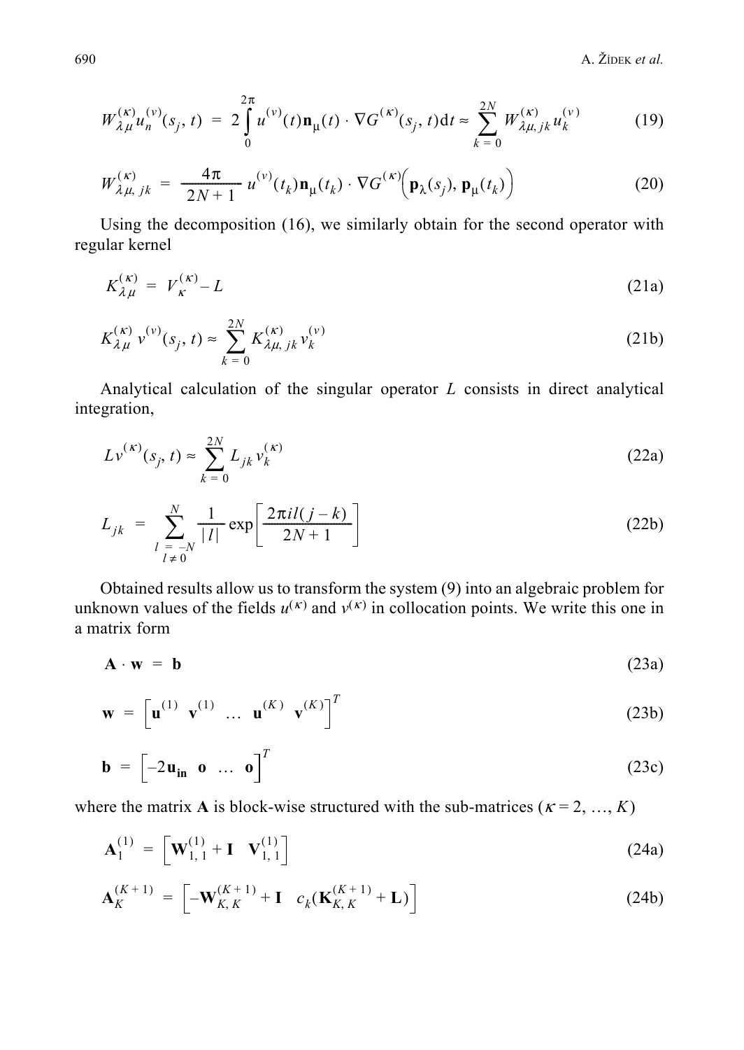$$W_{\lambda\mu}^{(\kappa)} u_n^{(\nu)}(s_j, t) = 2\int_0^{2\pi} u^{(\nu)}(t)\mathbf{n}_\mu(t) \cdot \nabla G^{(\kappa)}(s_j, t)\mathrm{d}t \approx \sum_{k=0}^{2N} W_{\lambda\mu, jk}^{(\kappa)} u_k^{(\nu)} \tag{19}$$

$$W_{\lambda\mu, jk}^{(\kappa)} = \frac{4\pi}{2N+1} u^{(\nu)}(t_k)\mathbf{n}_\mu(t_k) \cdot \nabla G^{(\kappa)}\Big(\mathbf{p}_\lambda(s_j), \mathbf{p}_\mu(t_k)\Big) \tag{20}$$

Using the decomposition (16), we similarly obtain for the second operator with regular kernel

$$K_{\lambda\mu}^{(\kappa)} = V_\kappa^{(\kappa)} - L \tag{21a}$$

$$K_{\lambda\mu}^{(\kappa)} v^{(\nu)}(s_j, t) \approx \sum_{k=0}^{2N} K_{\lambda\mu, jk}^{(\kappa)} v_k^{(\nu)} \tag{21b}$$

Analytical calculation of the singular operator $L$ consists in direct analytical integration,

$$L v^{(\kappa)}(s_j, t) \approx \sum_{k=0}^{2N} L_{jk} v_k^{(\kappa)} \tag{22a}$$

$$L_{jk} = \sum_{\substack{l=-N \\ l \neq 0}}^{N} \frac{1}{|l|} \exp\left[\frac{2\pi i l(j-k)}{2N+1}\right] \tag{22b}$$

Obtained results allow us to transform the system (9) into an algebraic problem for unknown values of the fields $u^{(\kappa)}$ and $v^{(\kappa)}$ in collocation points. We write this one in a matrix form

$$\mathbf{A} \cdot \mathbf{w} = \mathbf{b} \tag{23a}$$

$$\mathbf{w} = \begin{bmatrix} \mathbf{u}^{(1)} & \mathbf{v}^{(1)} & \dots & \mathbf{u}^{(K)} & \mathbf{v}^{(K)} \end{bmatrix}^T \tag{23b}$$

$$\mathbf{b} = \begin{bmatrix} -2\mathbf{u}_{\mathbf{in}} & \mathbf{o} & \dots & \mathbf{o} \end{bmatrix}^T \tag{23c}$$

where the matrix $\mathbf{A}$ is block-wise structured with the sub-matrices ($\kappa = 2, \dots, K$)

$$\mathbf{A}_1^{(1)} = \begin{bmatrix} \mathbf{W}_{1,1}^{(1)} + \mathbf{I} & \mathbf{V}_{1,1}^{(1)} \end{bmatrix} \tag{24a}$$

$$\mathbf{A}_K^{(K+1)} = \begin{bmatrix} -\mathbf{W}_{K,K}^{(K+1)} + \mathbf{I} & c_k(\mathbf{K}_{K,K}^{(K+1)} + \mathbf{L}) \end{bmatrix} \tag{24b}$$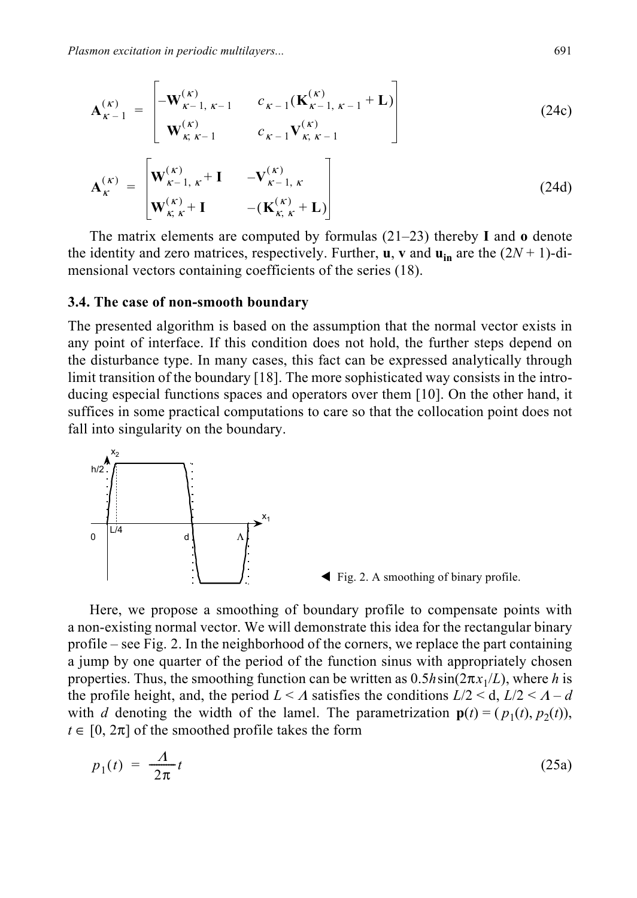$$
\mathbf{A}_{\kappa-1}^{(\kappa)} = \begin{bmatrix} -\mathbf{W}_{\kappa-1,\,\kappa-1}^{(\kappa)} & c_{\kappa-1}(\mathbf{K}_{\kappa-1,\,\kappa-1}^{(\kappa)} + \mathbf{L}) \\ \mathbf{W}_{\kappa,\,\kappa-1}^{(\kappa)} & c_{\kappa-1}\mathbf{V}_{\kappa,\,\kappa-1}^{(\kappa)} \end{bmatrix} \tag{24c}
$$

$$
\mathbf{A}_{\kappa}^{(\kappa)} = \begin{bmatrix} \mathbf{W}_{\kappa-1,\,\kappa}^{(\kappa)} + \mathbf{I} & -\mathbf{V}_{\kappa-1,\,\kappa}^{(\kappa)} \\ \mathbf{W}_{\kappa,\,\kappa}^{(\kappa)} + \mathbf{I} & -(\mathbf{K}_{\kappa,\,\kappa}^{(\kappa)} + \mathbf{L}) \end{bmatrix} \tag{24d}
$$

The matrix elements are computed by formulas (21–23) thereby **I** and **o** denote the identity and zero matrices, respectively. Further, **u**, **v** and $\mathbf{u_{in}}$ are the $(2N+1)$-dimensional vectors containing coefficients of the series (18).

### 3.4. The case of non-smooth boundary

The presented algorithm is based on the assumption that the normal vector exists in any point of interface. If this condition does not hold, the further steps depend on the disturbance type. In many cases, this fact can be expressed analytically through limit transition of the boundary [18]. The more sophisticated way consists in the introducing especial functions spaces and operators over them [10]. On the other hand, it suffices in some practical computations to care so that the collocation point does not fall into singularity on the boundary.

Fig. 2. A smoothing of binary profile.

Here, we propose a smoothing of boundary profile to compensate points with a non-existing normal vector. We will demonstrate this idea for the rectangular binary profile – see Fig. 2. In the neighborhood of the corners, we replace the part containing a jump by one quarter of the period of the function sinus with appropriately chosen properties. Thus, the smoothing function can be written as $0.5h\sin(2\pi x_1/L)$, where $h$ is the profile height, and, the period $L < \Lambda$ satisfies the conditions $L/2 < \mathrm{d}$, $L/2 < \Lambda - d$ with $d$ denoting the width of the lamel. The parametrization $\mathbf{p}(t) = (p_1(t), p_2(t))$, $t \in [0, 2\pi]$ of the smoothed profile takes the form

$$
p_1(t) = \frac{\Lambda}{2\pi} t \tag{25a}
$$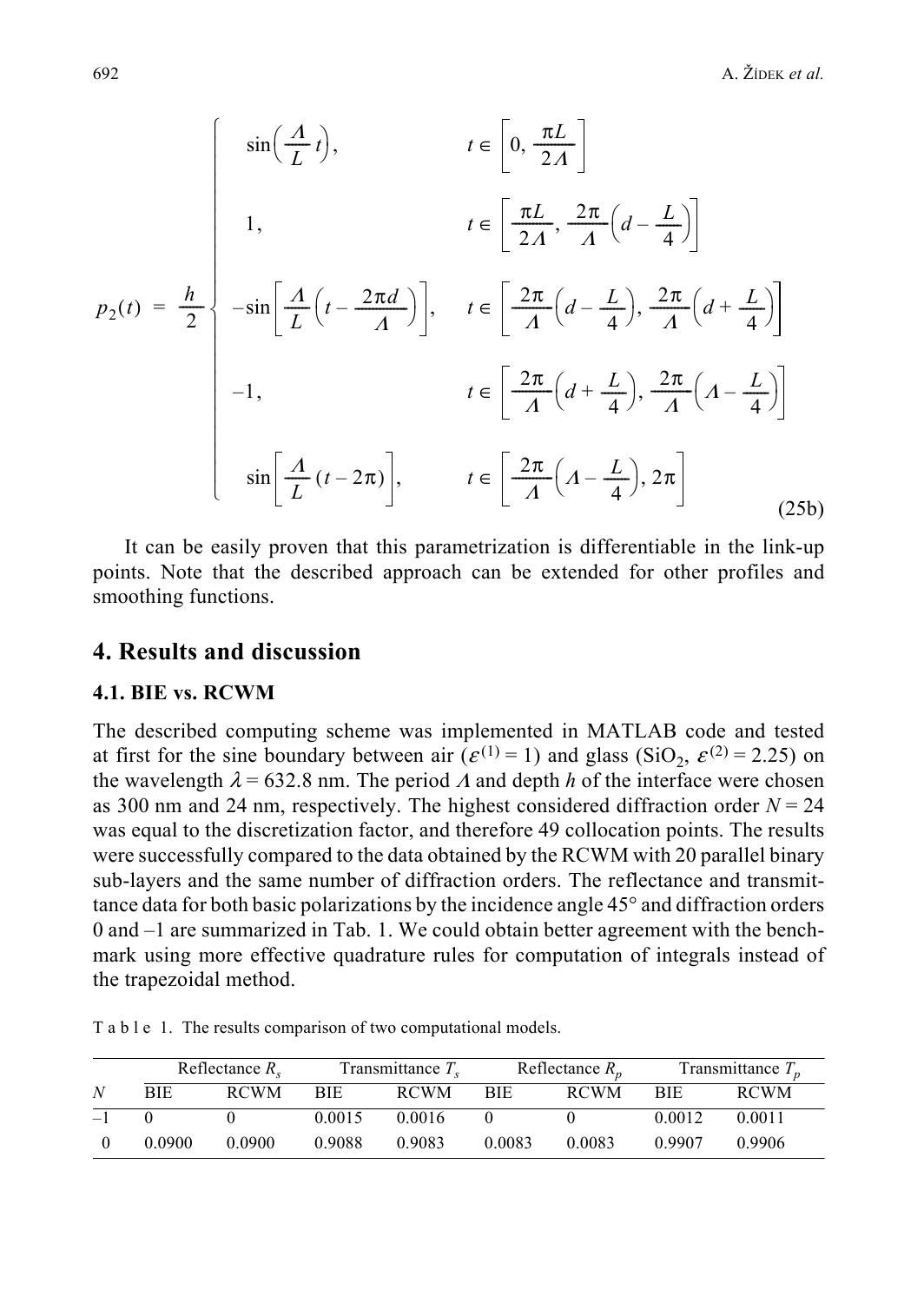$$
p_2(t) = \frac{h}{2} \begin{cases} \sin\left(\frac{\Lambda}{L} t\right), & t \in \left[0, \frac{\pi L}{2\Lambda}\right] \\ 1, & t \in \left[\frac{\pi L}{2\Lambda}, \frac{2\pi}{\Lambda}\left(d - \frac{L}{4}\right)\right] \\ -\sin\left[\frac{\Lambda}{L}\left(t - \frac{2\pi d}{\Lambda}\right)\right], & t \in \left[\frac{2\pi}{\Lambda}\left(d - \frac{L}{4}\right), \frac{2\pi}{\Lambda}\left(d + \frac{L}{4}\right)\right] \\ -1, & t \in \left[\frac{2\pi}{\Lambda}\left(d + \frac{L}{4}\right), \frac{2\pi}{\Lambda}\left(\Lambda - \frac{L}{4}\right)\right] \\ \sin\left[\frac{\Lambda}{L}(t - 2\pi)\right], & t \in \left[\frac{2\pi}{\Lambda}\left(\Lambda - \frac{L}{4}\right), 2\pi\right] \end{cases} \tag{25b}
$$

It can be easily proven that this parametrization is differentiable in the link-up points. Note that the described approach can be extended for other profiles and smoothing functions.

## 4. Results and discussion

### 4.1. BIE vs. RCWM

The described computing scheme was implemented in MATLAB code and tested at first for the sine boundary between air ($\varepsilon^{(1)} = 1$) and glass ($SiO_2$, $\varepsilon^{(2)} = 2.25$) on the wavelength $\lambda = 632.8$ nm. The period $\Lambda$ and depth $h$ of the interface were chosen as 300 nm and 24 nm, respectively. The highest considered diffraction order $N = 24$ was equal to the discretization factor, and therefore 49 collocation points. The results were successfully compared to the data obtained by the RCWM with 20 parallel binary sub-layers and the same number of diffraction orders. The reflectance and transmittance data for both basic polarizations by the incidence angle 45° and diffraction orders 0 and –1 are summarized in Tab. 1. We could obtain better agreement with the benchmark using more effective quadrature rules for computation of integrals instead of the trapezoidal method.

Table 1. The results comparison of two computational models.

| | Reflectance $R_s$ | | Transmittance $T_s$ | | Reflectance $R_p$ | | Transmittance $T_p$ | |
|---|---|---|---|---|---|---|---|---|
| $N$ | BIE | RCWM | BIE | RCWM | BIE | RCWM | BIE | RCWM |
| –1 | 0 | 0 | 0.0015 | 0.0016 | 0 | 0 | 0.0012 | 0.0011 |
| 0 | 0.0900 | 0.0900 | 0.9088 | 0.9083 | 0.0083 | 0.0083 | 0.9907 | 0.9906 |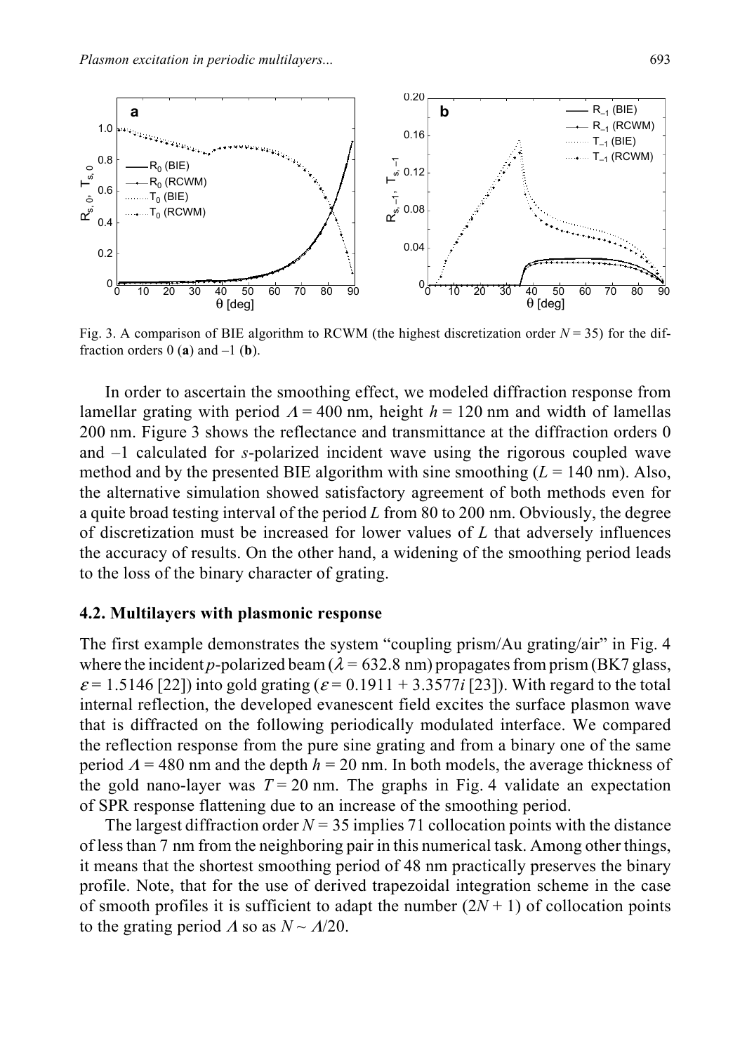Fig. 3. A comparison of BIE algorithm to RCWM (the highest discretization order $N = 35$) for the diffraction orders 0 (**a**) and –1 (**b**).

In order to ascertain the smoothing effect, we modeled diffraction response from lamellar grating with period $\Lambda = 400$ nm, height $h = 120$ nm and width of lamellas 200 nm. Figure 3 shows the reflectance and transmittance at the diffraction orders 0 and –1 calculated for *s*-polarized incident wave using the rigorous coupled wave method and by the presented BIE algorithm with sine smoothing ($L = 140$ nm). Also, the alternative simulation showed satisfactory agreement of both methods even for a quite broad testing interval of the period $L$ from 80 to 200 nm. Obviously, the degree of discretization must be increased for lower values of $L$ that adversely influences the accuracy of results. On the other hand, a widening of the smoothing period leads to the loss of the binary character of grating.

### 4.2. Multilayers with plasmonic response

The first example demonstrates the system "coupling prism/Au grating/air" in Fig. 4 where the incident *p*-polarized beam ($\lambda = 632.8$ nm) propagates from prism (BK7 glass, $\varepsilon = 1.5146$ [22]) into gold grating ($\varepsilon = 0.1911 + 3.3577i$ [23]). With regard to the total internal reflection, the developed evanescent field excites the surface plasmon wave that is diffracted on the following periodically modulated interface. We compared the reflection response from the pure sine grating and from a binary one of the same period $\Lambda = 480$ nm and the depth $h = 20$ nm. In both models, the average thickness of the gold nano-layer was $T = 20$ nm. The graphs in Fig. 4 validate an expectation of SPR response flattening due to an increase of the smoothing period.

The largest diffraction order $N = 35$ implies 71 collocation points with the distance of less than 7 nm from the neighboring pair in this numerical task. Among other things, it means that the shortest smoothing period of 48 nm practically preserves the binary profile. Note, that for the use of derived trapezoidal integration scheme in the case of smooth profiles it is sufficient to adapt the number $(2N + 1)$ of collocation points to the grating period $\Lambda$ so as $N \sim \Lambda/20$.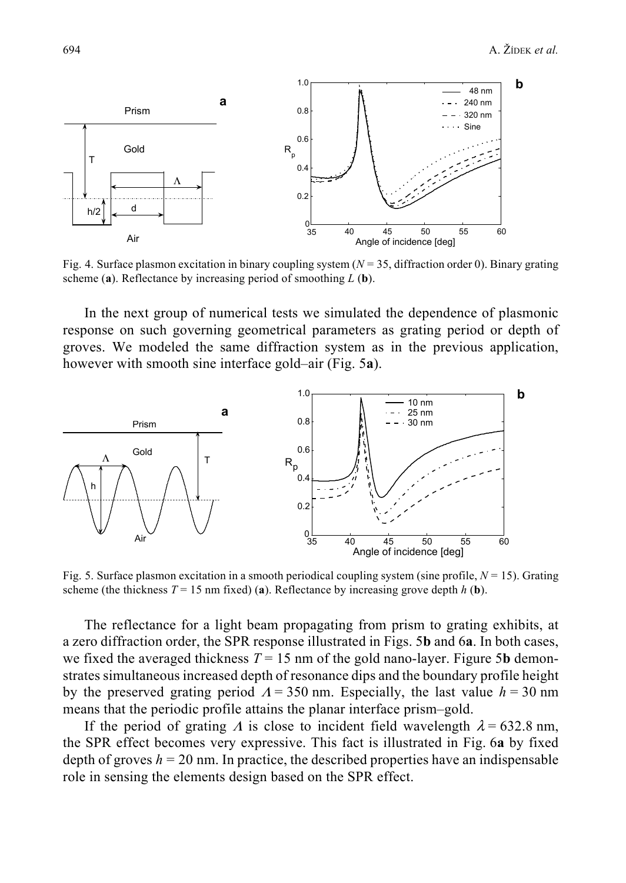Fig. 4. Surface plasmon excitation in binary coupling system ($N = 35$, diffraction order 0). Binary grating scheme (**a**). Reflectance by increasing period of smoothing $L$ (**b**).

In the next group of numerical tests we simulated the dependence of plasmonic response on such governing geometrical parameters as grating period or depth of groves. We modeled the same diffraction system as in the previous application, however with smooth sine interface gold–air (Fig. 5**a**).

Fig. 5. Surface plasmon excitation in a smooth periodical coupling system (sine profile, $N = 15$). Grating scheme (the thickness $T = 15$ nm fixed) (**a**). Reflectance by increasing grove depth $h$ (**b**).

The reflectance for a light beam propagating from prism to grating exhibits, at a zero diffraction order, the SPR response illustrated in Figs. 5**b** and 6**a**. In both cases, we fixed the averaged thickness $T = 15$ nm of the gold nano-layer. Figure 5**b** demonstrates simultaneous increased depth of resonance dips and the boundary profile height by the preserved grating period $\Lambda = 350$ nm. Especially, the last value $h = 30$ nm means that the periodic profile attains the planar interface prism–gold.

If the period of grating $\Lambda$ is close to incident field wavelength $\lambda = 632.8$ nm, the SPR effect becomes very expressive. This fact is illustrated in Fig. 6**a** by fixed depth of groves $h = 20$ nm. In practice, the described properties have an indispensable role in sensing the elements design based on the SPR effect.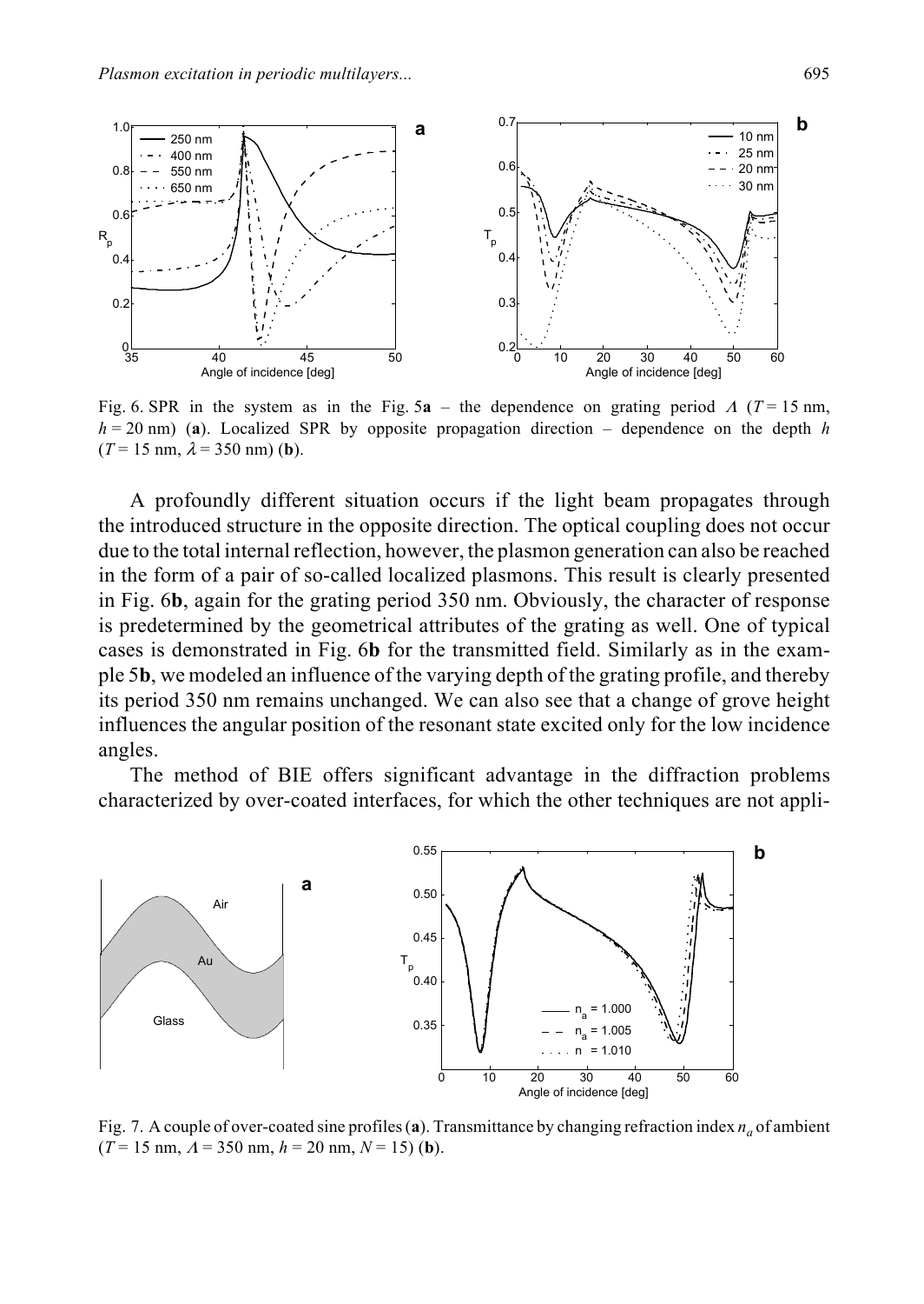Fig. 6. SPR in the system as in the Fig. 5**a** – the dependence on grating period $\Lambda$ ($T = 15$ nm, $h = 20$ nm) (**a**). Localized SPR by opposite propagation direction – dependence on the depth $h$ ($T = 15$ nm, $\lambda = 350$ nm) (**b**).

A profoundly different situation occurs if the light beam propagates through the introduced structure in the opposite direction. The optical coupling does not occur due to the total internal reflection, however, the plasmon generation can also be reached in the form of a pair of so-called localized plasmons. This result is clearly presented in Fig. 6**b**, again for the grating period 350 nm. Obviously, the character of response is predetermined by the geometrical attributes of the grating as well. One of typical cases is demonstrated in Fig. 6**b** for the transmitted field. Similarly as in the example 5**b**, we modeled an influence of the varying depth of the grating profile, and thereby its period 350 nm remains unchanged. We can also see that a change of grove height influences the angular position of the resonant state excited only for the low incidence angles.

The method of BIE offers significant advantage in the diffraction problems characterized by over-coated interfaces, for which the other techniques are not appli-

Fig. 7. A couple of over-coated sine profiles (**a**). Transmittance by changing refraction index $n_a$ of ambient ($T = 15$ nm, $\Lambda = 350$ nm, $h = 20$ nm, $N = 15$) (**b**).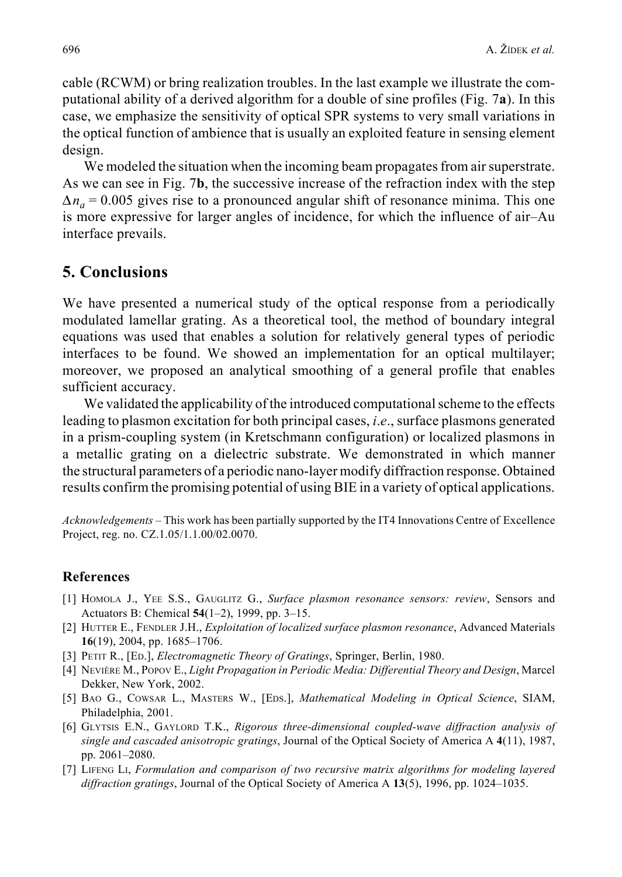cable (RCWM) or bring realization troubles. In the last example we illustrate the computational ability of a derived algorithm for a double of sine profiles (Fig. 7**a**). In this case, we emphasize the sensitivity of optical SPR systems to very small variations in the optical function of ambience that is usually an exploited feature in sensing element design.

We modeled the situation when the incoming beam propagates from air superstrate. As we can see in Fig. 7**b**, the successive increase of the refraction index with the step $\Delta n_a = 0.005$ gives rise to a pronounced angular shift of resonance minima. This one is more expressive for larger angles of incidence, for which the influence of air–Au interface prevails.

## 5. Conclusions

We have presented a numerical study of the optical response from a periodically modulated lamellar grating. As a theoretical tool, the method of boundary integral equations was used that enables a solution for relatively general types of periodic interfaces to be found. We showed an implementation for an optical multilayer; moreover, we proposed an analytical smoothing of a general profile that enables sufficient accuracy.

We validated the applicability of the introduced computational scheme to the effects leading to plasmon excitation for both principal cases, *i.e.*, surface plasmons generated in a prism-coupling system (in Kretschmann configuration) or localized plasmons in a metallic grating on a dielectric substrate. We demonstrated in which manner the structural parameters of a periodic nano-layer modify diffraction response. Obtained results confirm the promising potential of using BIE in a variety of optical applications.

*Acknowledgements* – This work has been partially supported by the IT4 Innovations Centre of Excellence Project, reg. no. CZ.1.05/1.1.00/02.0070.

### References

[1] Homola J., Yee S.S., Gauglitz G., *Surface plasmon resonance sensors: review*, Sensors and Actuators B: Chemical **54**(1–2), 1999, pp. 3–15.

[2] Hutter E., Fendler J.H., *Exploitation of localized surface plasmon resonance*, Advanced Materials **16**(19), 2004, pp. 1685–1706.

[3] Petit R., [Ed.], *Electromagnetic Theory of Gratings*, Springer, Berlin, 1980.

[4] Nevière M., Popov E., *Light Propagation in Periodic Media: Differential Theory and Design*, Marcel Dekker, New York, 2002.

[5] Bao G., Cowsar L., Masters W., [Eds.], *Mathematical Modeling in Optical Science*, SIAM, Philadelphia, 2001.

[6] Glytsis E.N., Gaylord T.K., *Rigorous three-dimensional coupled-wave diffraction analysis of single and cascaded anisotropic gratings*, Journal of the Optical Society of America A **4**(11), 1987, pp. 2061–2080.

[7] Lifeng Li, *Formulation and comparison of two recursive matrix algorithms for modeling layered diffraction gratings*, Journal of the Optical Society of America A **13**(5), 1996, pp. 1024–1035.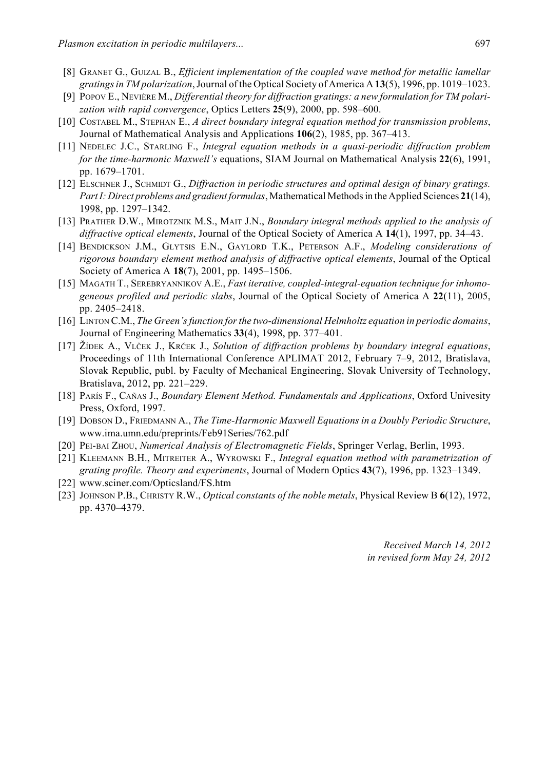[8] Granet G., Guizal B., *Efficient implementation of the coupled wave method for metallic lamellar gratings in TM polarization*, Journal of the Optical Society of America A **13**(5), 1996, pp. 1019–1023.

[9] Popov E., Nevière M., *Differential theory for diffraction gratings: a new formulation for TM polarization with rapid convergence*, Optics Letters **25**(9), 2000, pp. 598–600.

[10] Costabel M., Stephan E., *A direct boundary integral equation method for transmission problems*, Journal of Mathematical Analysis and Applications **106**(2), 1985, pp. 367–413.

[11] Nedelec J.C., Starling F., *Integral equation methods in a quasi-periodic diffraction problem for the time-harmonic Maxwell's* equations, SIAM Journal on Mathematical Analysis **22**(6), 1991, pp. 1679–1701.

[12] Elschner J., Schmidt G., *Diffraction in periodic structures and optimal design of binary gratings. Part I: Direct problems and gradient formulas*, Mathematical Methods in the Applied Sciences **21**(14), 1998, pp. 1297–1342.

[13] Prather D.W., Mirotznik M.S., Mait J.N., *Boundary integral methods applied to the analysis of diffractive optical elements*, Journal of the Optical Society of America A **14**(1), 1997, pp. 34–43.

[14] Bendickson J.M., Glytsis E.N., Gaylord T.K., Peterson A.F., *Modeling considerations of rigorous boundary element method analysis of diffractive optical elements*, Journal of the Optical Society of America A **18**(7), 2001, pp. 1495–1506.

[15] Magath T., Serebryannikov A.E., *Fast iterative, coupled-integral-equation technique for inhomogeneous profiled and periodic slabs*, Journal of the Optical Society of America A **22**(11), 2005, pp. 2405–2418.

[16] Linton C.M., *The Green's function for the two-dimensional Helmholtz equation in periodic domains*, Journal of Engineering Mathematics **33**(4), 1998, pp. 377–401.

[17] Žídek A., Vlček J., Krček J., *Solution of diffraction problems by boundary integral equations*, Proceedings of 11th International Conference APLIMAT 2012, February 7–9, 2012, Bratislava, Slovak Republic, publ. by Faculty of Mechanical Engineering, Slovak University of Technology, Bratislava, 2012, pp. 221–229.

[18] París F., Cañas J., *Boundary Element Method. Fundamentals and Applications*, Oxford Univesity Press, Oxford, 1997.

[19] Dobson D., Friedmann A., *The Time-Harmonic Maxwell Equations in a Doubly Periodic Structure*, www.ima.umn.edu/preprints/Feb91Series/762.pdf

[20] Pei-bai Zhou, *Numerical Analysis of Electromagnetic Fields*, Springer Verlag, Berlin, 1993.

[21] Kleemann B.H., Mitreiter A., Wyrowski F., *Integral equation method with parametrization of grating profile. Theory and experiments*, Journal of Modern Optics **43**(7), 1996, pp. 1323–1349.

[22] www.sciner.com/Opticsland/FS.htm

[23] Johnson P.B., Christy R.W., *Optical constants of the noble metals*, Physical Review B **6**(12), 1972, pp. 4370–4379.

*Received March 14, 2012*
*in revised form May 24, 2012*